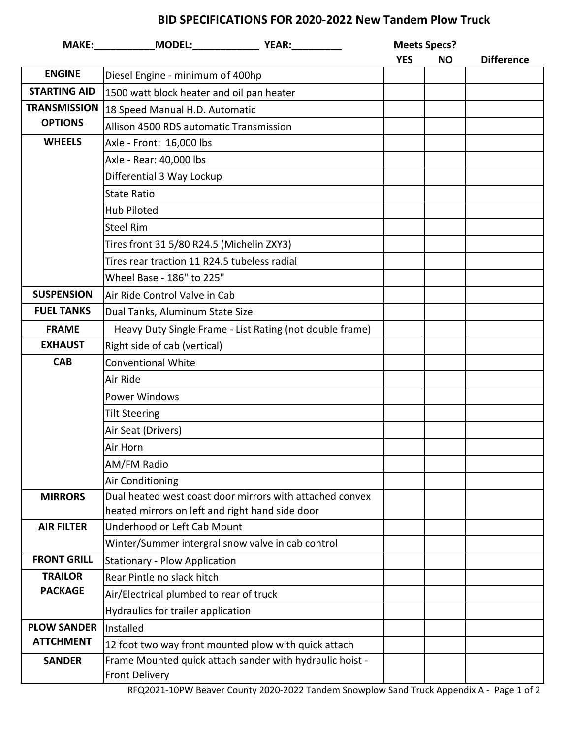# BID SPECIFICATIONS FOR 2020-2022 New Tandem Plow Truck

MAKE:___________MODEL:____________ YEAR:_________

| | | Meets Specs? | | |
|---|---|---|---|---|
| | | YES | NO | Difference |
| ENGINE | Diesel Engine - minimum of 400hp | | | |
| STARTING AID | 1500 watt block heater and oil pan heater | | | |
| TRANSMISSION OPTIONS | 18 Speed Manual H.D. Automatic | | | |
| | Allison 4500 RDS automatic Transmission | | | |
| WHEELS | Axle - Front: 16,000 lbs | | | |
| | Axle - Rear: 40,000 lbs | | | |
| | Differential 3 Way Lockup | | | |
| | State Ratio | | | |
| | Hub Piloted | | | |
| | Steel Rim | | | |
| | Tires front 31 5/80 R24.5 (Michelin ZXY3) | | | |
| | Tires rear traction 11 R24.5 tubeless radial | | | |
| | Wheel Base - 186" to 225" | | | |
| SUSPENSION | Air Ride Control Valve in Cab | | | |
| FUEL TANKS | Dual Tanks, Aluminum State Size | | | |
| FRAME | Heavy Duty Single Frame - List Rating (not double frame) | | | |
| EXHAUST | Right side of cab (vertical) | | | |
| CAB | Conventional White | | | |
| | Air Ride | | | |
| | Power Windows | | | |
| | Tilt Steering | | | |
| | Air Seat (Drivers) | | | |
| | Air Horn | | | |
| | AM/FM Radio | | | |
| | Air Conditioning | | | |
| MIRRORS | Dual heated west coast door mirrors with attached convex heated mirrors on left and right hand side door | | | |
| AIR FILTER | Underhood or Left Cab Mount | | | |
| | Winter/Summer intergral snow valve in cab control | | | |
| FRONT GRILL | Stationary - Plow Application | | | |
| TRAILOR PACKAGE | Rear Pintle no slack hitch | | | |
| | Air/Electrical plumbed to rear of truck | | | |
| | Hydraulics for trailer application | | | |
| PLOW SANDER ATTCHMENT | Installed | | | |
| | 12 foot two way front mounted plow with quick attach | | | |
| SANDER | Frame Mounted quick attach sander with hydraulic hoist - Front Delivery | | | |

RFQ2021-10PW Beaver County 2020-2022 Tandem Snowplow Sand Truck Appendix A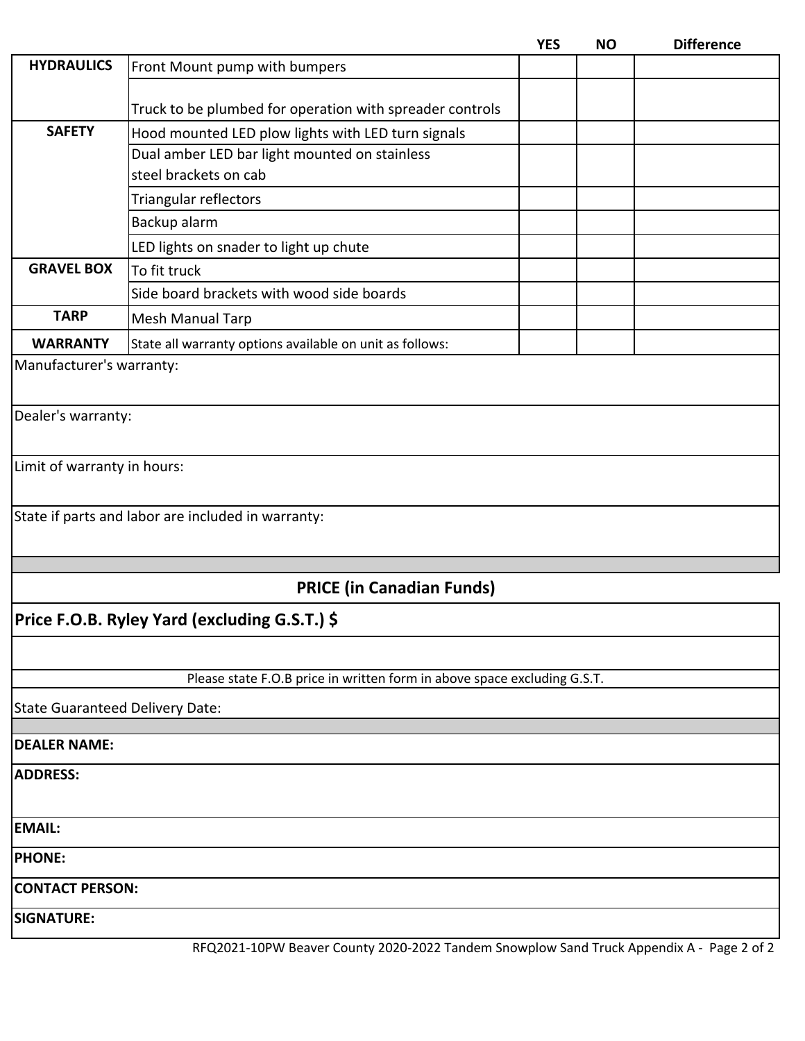| | | YES | NO | Difference |
|---|---|---|---|---|
| **HYDRAULICS** | Front Mount pump with bumpers | | | |
| | Truck to be plumbed for operation with spreader controls | | | |
| **SAFETY** | Hood mounted LED plow lights with LED turn signals | | | |
| | Dual amber LED bar light mounted on stainless steel brackets on cab | | | |
| | Triangular reflectors | | | |
| | Backup alarm | | | |
| | LED lights on snader to light up chute | | | |
| **GRAVEL BOX** | To fit truck | | | |
| | Side board brackets with wood side boards | | | |
| **TARP** | Mesh Manual Tarp | | | |
| **WARRANTY** | State all warranty options available on unit as follows: | | | |

Manufacturer's warranty:

Dealer's warranty:

Limit of warranty in hours:

State if parts and labor are included in warranty:

## PRICE (in Canadian Funds)

**Price F.O.B. Ryley Yard (excluding G.S.T.) $**

Please state F.O.B price in written form in above space excluding G.S.T.

State Guaranteed Delivery Date:

**DEALER NAME:**

**ADDRESS:**

**EMAIL:**

**PHONE:**

**CONTACT PERSON:**

**SIGNATURE:**